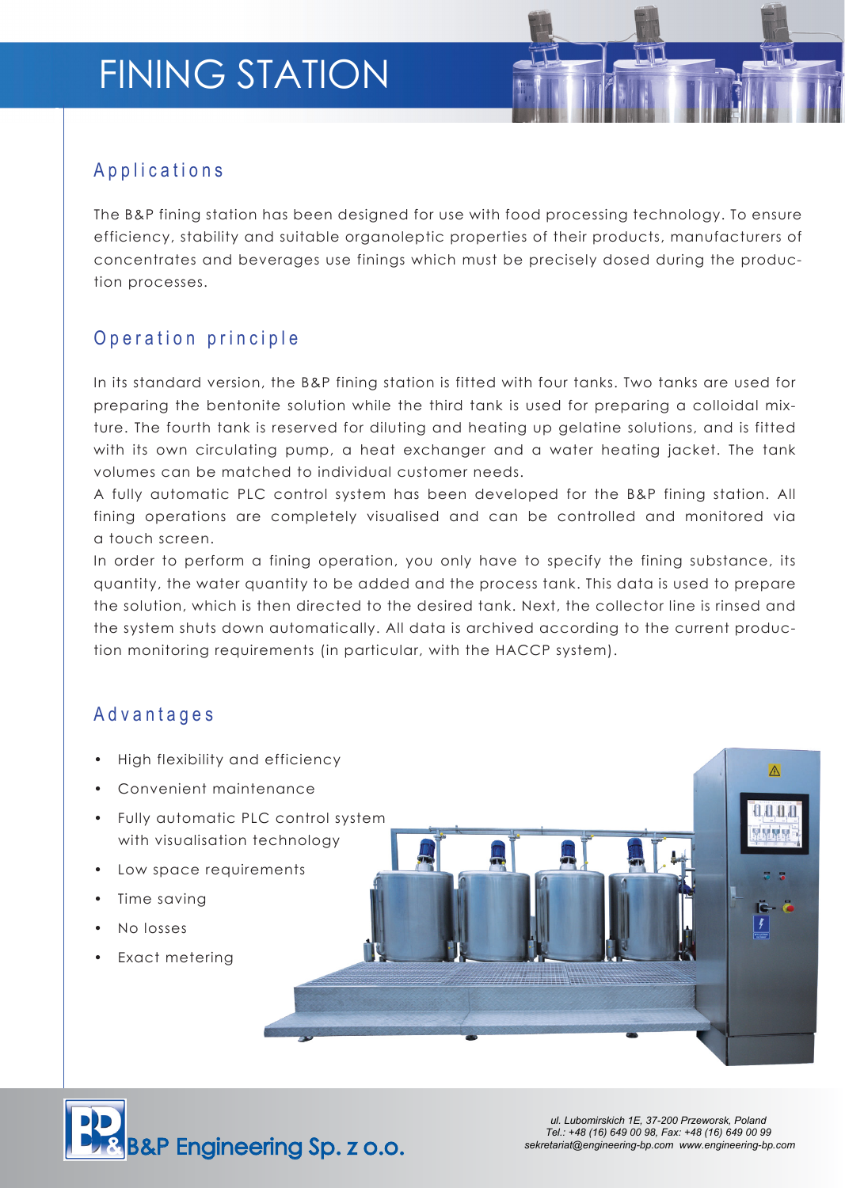# FINING STATION

## Applications

The B&P fining station has been designed for use with food processing technology. To ensure efficiency, stability and suitable organoleptic properties of their products, manufacturers of concentrates and beverages use finings which must be precisely dosed during the production processes.

## Operation principle

In its standard version, the B&P fining station is fitted with four tanks. Two tanks are used for preparing the bentonite solution while the third tank is used for preparing a colloidal mixture. The fourth tank is reserved for diluting and heating up gelatine solutions, and is fitted with its own circulating pump, a heat exchanger and a water heating jacket. The tank volumes can be matched to individual customer needs.

A fully automatic PLC control system has been developed for the B&P fining station. All fining operations are completely visualised and can be controlled and monitored via a touch screen.

In order to perform a fining operation, you only have to specify the fining substance, its quantity, the water quantity to be added and the process tank. This data is used to prepare the solution, which is then directed to the desired tank. Next, the collector line is rinsed and the system shuts down automatically. All data is archived according to the current production monitoring requirements (in particular, with the HACCP system).

## Advantages

- High flexibility and efficiency
- Convenient maintenance
- Fully automatic PLC control system with visualisation technology
- Low space requirements
- Time saving
- No losses
- Exact metering

B&P Engineering Sp. z o.o.

*ul. Lubomirskich 1E, 37-200 Przeworsk, Poland*
*Tel.: +48 (16) 649 00 98, Fax: +48 (16) 649 00 99*
*sekretariat@engineering-bp.com www.engineering-bp.com*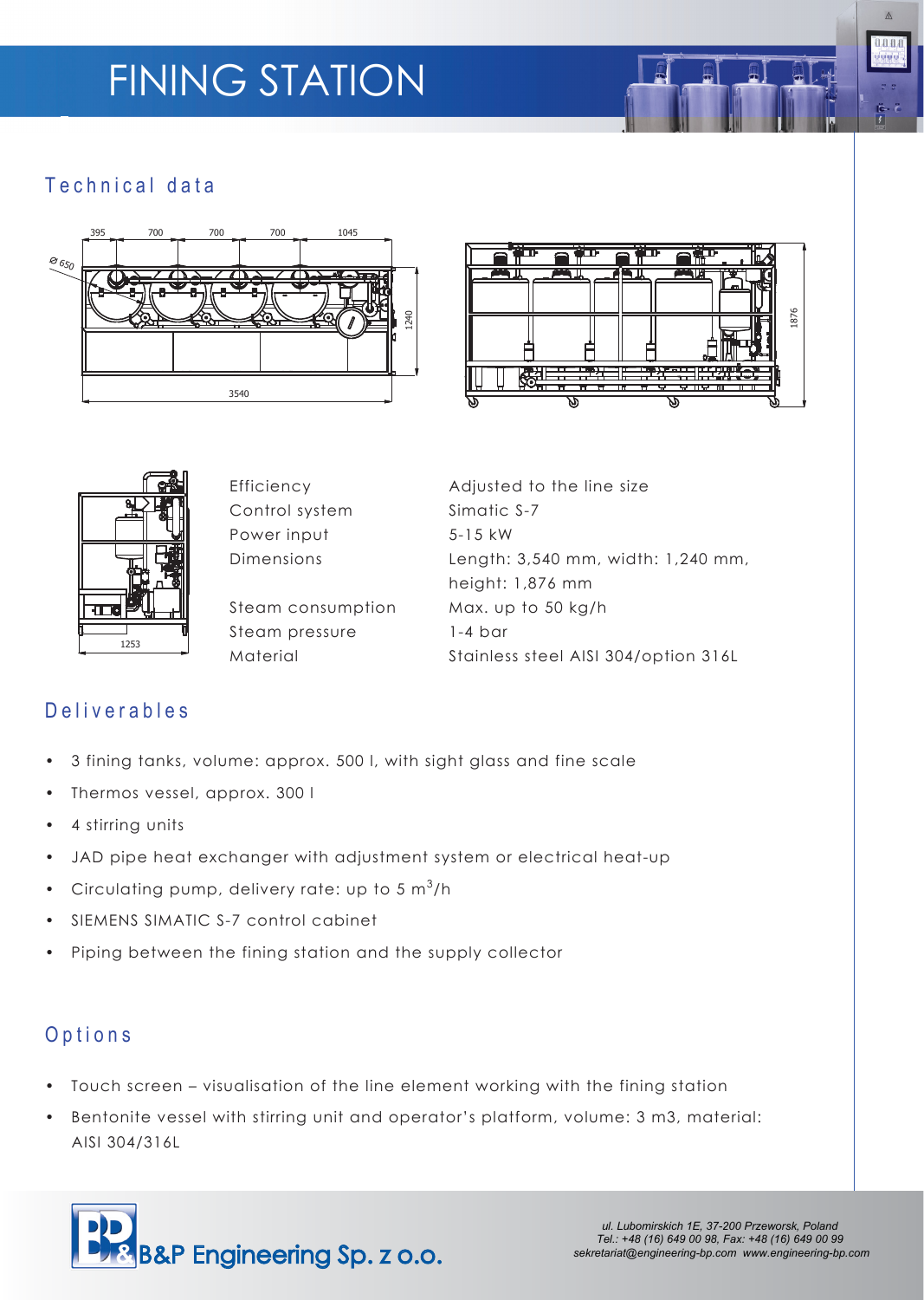# FINING STATION

## Technical data

395 700 700 700 1045

Ø 650

1240

3540

1876

1253

| | |
|---|---|
| Efficiency | Adjusted to the line size |
| Control system | Simatic S-7 |
| Power input | 5-15 kW |
| Dimensions | Length: 3,540 mm, width: 1,240 mm, height: 1,876 mm |
| Steam consumption | Max. up to 50 kg/h |
| Steam pressure | 1-4 bar |
| Material | Stainless steel AISI 304/option 316L |

## Deliverables

- 3 fining tanks, volume: approx. 500 l, with sight glass and fine scale
- Thermos vessel, approx. 300 l
- 4 stirring units
- JAD pipe heat exchanger with adjustment system or electrical heat-up
- Circulating pump, delivery rate: up to 5 $m^3$/h
- SIEMENS SIMATIC S-7 control cabinet
- Piping between the fining station and the supply collector

## Options

- Touch screen – visualisation of the line element working with the fining station
- Bentonite vessel with stirring unit and operator's platform, volume: 3 m3, material: AISI 304/316L

B&P Engineering Sp. z o.o.

*ul. Lubomirskich 1E, 37-200 Przeworsk, Poland*
*Tel.: +48 (16) 649 00 98, Fax: +48 (16) 649 00 99*
*sekretariat@engineering-bp.com www.engineering-bp.com*